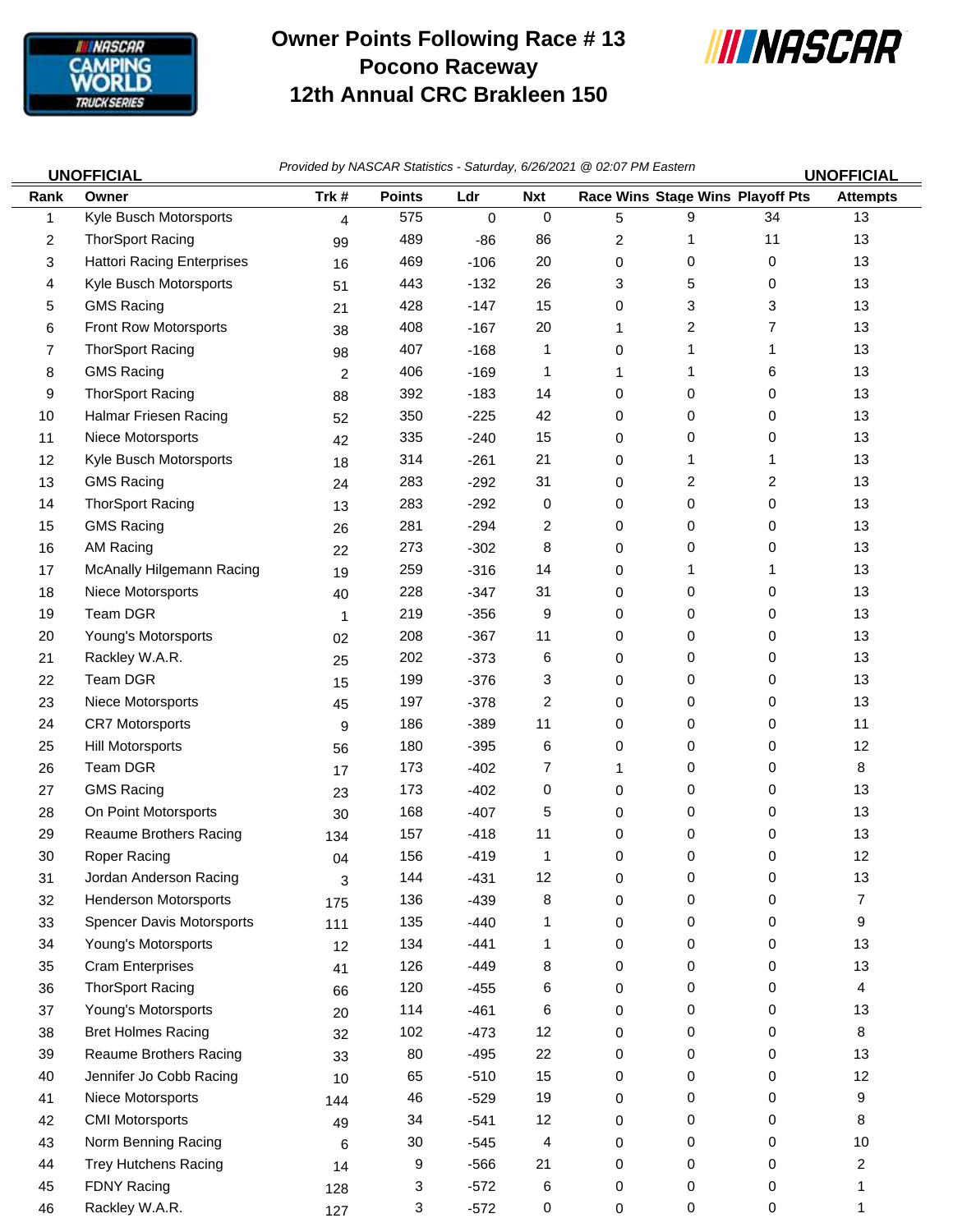# Owner Points Following Race # 13
# Pocono Raceway
# 12th Annual CRC Brakleen 150

**UNOFFICIAL** *Provided by NASCAR Statistics - Saturday, 6/26/2021 @ 02:07 PM Eastern* **UNOFFICIAL**

| Rank | Owner | Trk # | Points | Ldr | Nxt | Race Wins | Stage Wins | Playoff Pts | Attempts |
|---|---|---|---|---|---|---|---|---|---|
| 1 | Kyle Busch Motorsports | 4 | 575 | 0 | 0 | 5 | 9 | 34 | 13 |
| 2 | ThorSport Racing | 99 | 489 | -86 | 86 | 2 | 1 | 11 | 13 |
| 3 | Hattori Racing Enterprises | 16 | 469 | -106 | 20 | 0 | 0 | 0 | 13 |
| 4 | Kyle Busch Motorsports | 51 | 443 | -132 | 26 | 3 | 5 | 0 | 13 |
| 5 | GMS Racing | 21 | 428 | -147 | 15 | 0 | 3 | 3 | 13 |
| 6 | Front Row Motorsports | 38 | 408 | -167 | 20 | 1 | 2 | 7 | 13 |
| 7 | ThorSport Racing | 98 | 407 | -168 | 1 | 0 | 1 | 1 | 13 |
| 8 | GMS Racing | 2 | 406 | -169 | 1 | 1 | 1 | 6 | 13 |
| 9 | ThorSport Racing | 88 | 392 | -183 | 14 | 0 | 0 | 0 | 13 |
| 10 | Halmar Friesen Racing | 52 | 350 | -225 | 42 | 0 | 0 | 0 | 13 |
| 11 | Niece Motorsports | 42 | 335 | -240 | 15 | 0 | 0 | 0 | 13 |
| 12 | Kyle Busch Motorsports | 18 | 314 | -261 | 21 | 0 | 1 | 1 | 13 |
| 13 | GMS Racing | 24 | 283 | -292 | 31 | 0 | 2 | 2 | 13 |
| 14 | ThorSport Racing | 13 | 283 | -292 | 0 | 0 | 0 | 0 | 13 |
| 15 | GMS Racing | 26 | 281 | -294 | 2 | 0 | 0 | 0 | 13 |
| 16 | AM Racing | 22 | 273 | -302 | 8 | 0 | 0 | 0 | 13 |
| 17 | McAnally Hilgemann Racing | 19 | 259 | -316 | 14 | 0 | 1 | 1 | 13 |
| 18 | Niece Motorsports | 40 | 228 | -347 | 31 | 0 | 0 | 0 | 13 |
| 19 | Team DGR | 1 | 219 | -356 | 9 | 0 | 0 | 0 | 13 |
| 20 | Young's Motorsports | 02 | 208 | -367 | 11 | 0 | 0 | 0 | 13 |
| 21 | Rackley W.A.R. | 25 | 202 | -373 | 6 | 0 | 0 | 0 | 13 |
| 22 | Team DGR | 15 | 199 | -376 | 3 | 0 | 0 | 0 | 13 |
| 23 | Niece Motorsports | 45 | 197 | -378 | 2 | 0 | 0 | 0 | 13 |
| 24 | CR7 Motorsports | 9 | 186 | -389 | 11 | 0 | 0 | 0 | 11 |
| 25 | Hill Motorsports | 56 | 180 | -395 | 6 | 0 | 0 | 0 | 12 |
| 26 | Team DGR | 17 | 173 | -402 | 7 | 1 | 0 | 0 | 8 |
| 27 | GMS Racing | 23 | 173 | -402 | 0 | 0 | 0 | 0 | 13 |
| 28 | On Point Motorsports | 30 | 168 | -407 | 5 | 0 | 0 | 0 | 13 |
| 29 | Reaume Brothers Racing | 134 | 157 | -418 | 11 | 0 | 0 | 0 | 13 |
| 30 | Roper Racing | 04 | 156 | -419 | 1 | 0 | 0 | 0 | 12 |
| 31 | Jordan Anderson Racing | 3 | 144 | -431 | 12 | 0 | 0 | 0 | 13 |
| 32 | Henderson Motorsports | 175 | 136 | -439 | 8 | 0 | 0 | 0 | 7 |
| 33 | Spencer Davis Motorsports | 111 | 135 | -440 | 1 | 0 | 0 | 0 | 9 |
| 34 | Young's Motorsports | 12 | 134 | -441 | 1 | 0 | 0 | 0 | 13 |
| 35 | Cram Enterprises | 41 | 126 | -449 | 8 | 0 | 0 | 0 | 13 |
| 36 | ThorSport Racing | 66 | 120 | -455 | 6 | 0 | 0 | 0 | 4 |
| 37 | Young's Motorsports | 20 | 114 | -461 | 6 | 0 | 0 | 0 | 13 |
| 38 | Bret Holmes Racing | 32 | 102 | -473 | 12 | 0 | 0 | 0 | 8 |
| 39 | Reaume Brothers Racing | 33 | 80 | -495 | 22 | 0 | 0 | 0 | 13 |
| 40 | Jennifer Jo Cobb Racing | 10 | 65 | -510 | 15 | 0 | 0 | 0 | 12 |
| 41 | Niece Motorsports | 144 | 46 | -529 | 19 | 0 | 0 | 0 | 9 |
| 42 | CMI Motorsports | 49 | 34 | -541 | 12 | 0 | 0 | 0 | 8 |
| 43 | Norm Benning Racing | 6 | 30 | -545 | 4 | 0 | 0 | 0 | 10 |
| 44 | Trey Hutchens Racing | 14 | 9 | -566 | 21 | 0 | 0 | 0 | 2 |
| 45 | FDNY Racing | 128 | 3 | -572 | 6 | 0 | 0 | 0 | 1 |
| 46 | Rackley W.A.R. | 127 | 3 | -572 | 0 | 0 | 0 | 0 | 1 |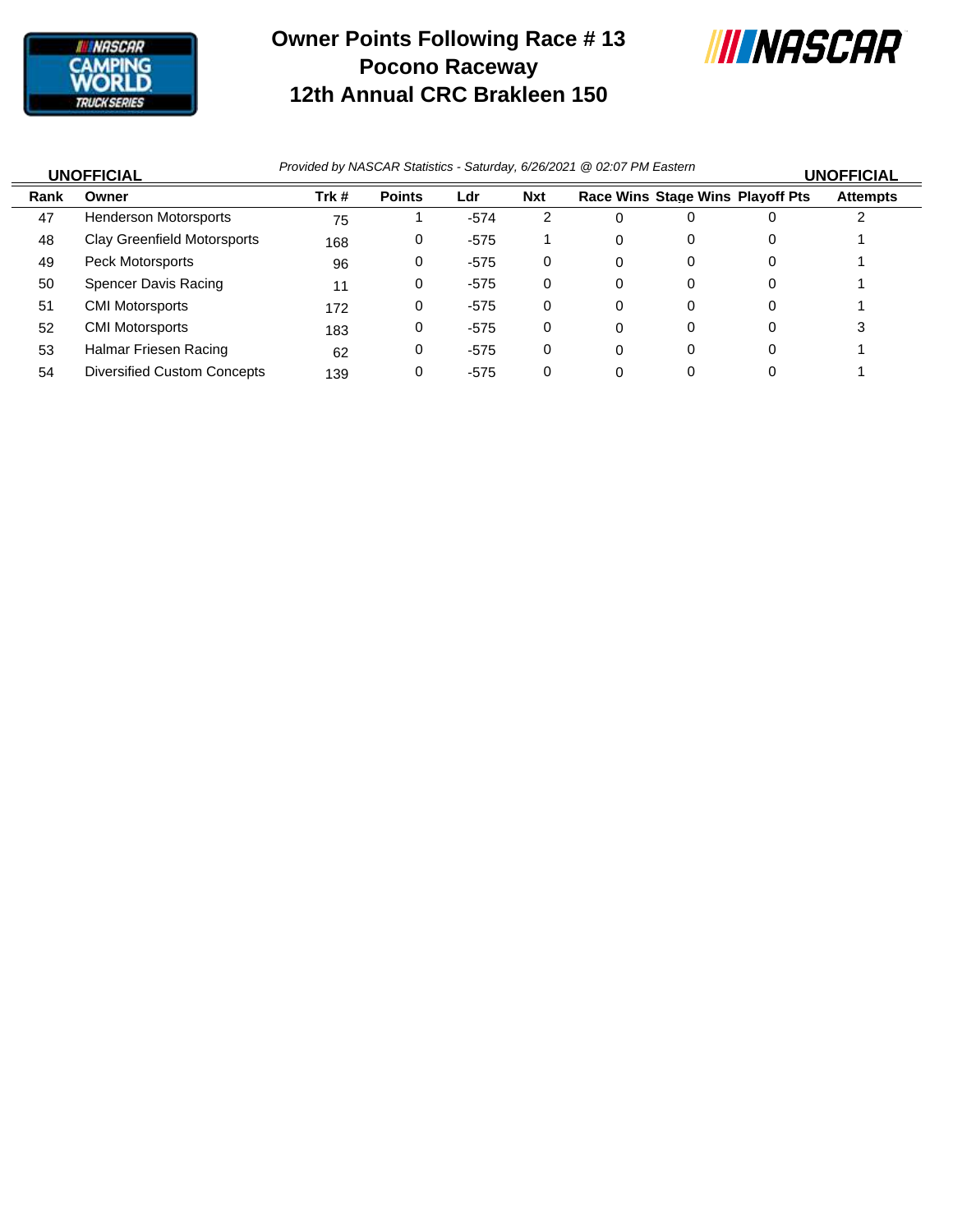# Owner Points Following Race # 13
# Pocono Raceway
# 12th Annual CRC Brakleen 150

**UNOFFICIAL** *Provided by NASCAR Statistics - Saturday, 6/26/2021 @ 02:07 PM Eastern* **UNOFFICIAL**

| Rank | Owner | Trk # | Points | Ldr | Nxt | Race Wins | Stage Wins | Playoff Pts | Attempts |
|---|---|---|---|---|---|---|---|---|---|
| 47 | Henderson Motorsports | 75 | 1 | -574 | 2 | 0 | 0 | 0 | 2 |
| 48 | Clay Greenfield Motorsports | 168 | 0 | -575 | 1 | 0 | 0 | 0 | 1 |
| 49 | Peck Motorsports | 96 | 0 | -575 | 0 | 0 | 0 | 0 | 1 |
| 50 | Spencer Davis Racing | 11 | 0 | -575 | 0 | 0 | 0 | 0 | 1 |
| 51 | CMI Motorsports | 172 | 0 | -575 | 0 | 0 | 0 | 0 | 1 |
| 52 | CMI Motorsports | 183 | 0 | -575 | 0 | 0 | 0 | 0 | 3 |
| 53 | Halmar Friesen Racing | 62 | 0 | -575 | 0 | 0 | 0 | 0 | 1 |
| 54 | Diversified Custom Concepts | 139 | 0 | -575 | 0 | 0 | 0 | 0 | 1 |